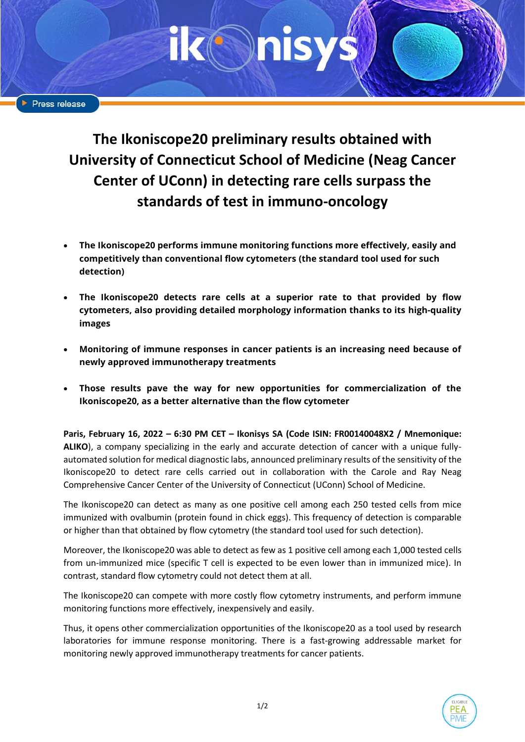Press release

# The Ikoniscope20 preliminary results obtained with University of Connecticut School of Medicine (Neag Cancer Center of UConn) in detecting rare cells surpass the standards of test in immuno-oncology

- **The Ikoniscope20 performs immune monitoring functions more effectively, easily and competitively than conventional flow cytometers (the standard tool used for such detection)**
- **The Ikoniscope20 detects rare cells at a superior rate to that provided by flow cytometers, also providing detailed morphology information thanks to its high-quality images**
- **Monitoring of immune responses in cancer patients is an increasing need because of newly approved immunotherapy treatments**
- **Those results pave the way for new opportunities for commercialization of the Ikoniscope20, as a better alternative than the flow cytometer**

**Paris, February 16, 2022 – 6:30 PM CET – Ikonisys SA (Code ISIN: FR00140048X2 / Mnemonique: ALIKO**), a company specializing in the early and accurate detection of cancer with a unique fully-automated solution for medical diagnostic labs, announced preliminary results of the sensitivity of the Ikoniscope20 to detect rare cells carried out in collaboration with the Carole and Ray Neag Comprehensive Cancer Center of the University of Connecticut (UConn) School of Medicine.

The Ikoniscope20 can detect as many as one positive cell among each 250 tested cells from mice immunized with ovalbumin (protein found in chick eggs). This frequency of detection is comparable or higher than that obtained by flow cytometry (the standard tool used for such detection).

Moreover, the Ikoniscope20 was able to detect as few as 1 positive cell among each 1,000 tested cells from un-immunized mice (specific T cell is expected to be even lower than in immunized mice). In contrast, standard flow cytometry could not detect them at all.

The Ikoniscope20 can compete with more costly flow cytometry instruments, and perform immune monitoring functions more effectively, inexpensively and easily.

Thus, it opens other commercialization opportunities of the Ikoniscope20 as a tool used by research laboratories for immune response monitoring. There is a fast-growing addressable market for monitoring newly approved immunotherapy treatments for cancer patients.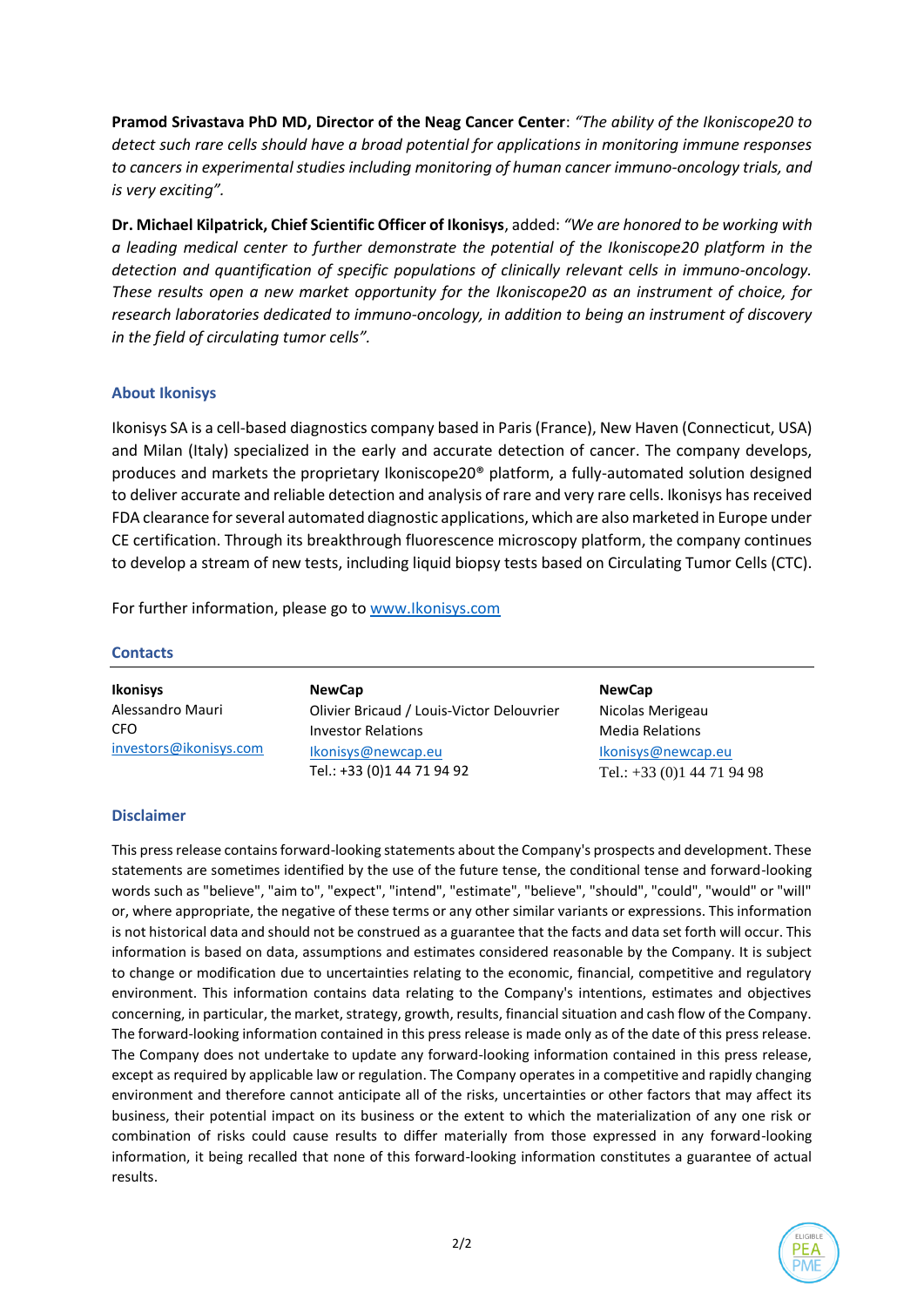**Pramod Srivastava PhD MD, Director of the Neag Cancer Center**: *"The ability of the Ikoniscope20 to detect such rare cells should have a broad potential for applications in monitoring immune responses to cancers in experimental studies including monitoring of human cancer immuno-oncology trials, and is very exciting".*

**Dr. Michael Kilpatrick, Chief Scientific Officer of Ikonisys**, added: *"We are honored to be working with a leading medical center to further demonstrate the potential of the Ikoniscope20 platform in the detection and quantification of specific populations of clinically relevant cells in immuno-oncology. These results open a new market opportunity for the Ikoniscope20 as an instrument of choice, for research laboratories dedicated to immuno-oncology, in addition to being an instrument of discovery in the field of circulating tumor cells".*

## About Ikonisys

Ikonisys SA is a cell-based diagnostics company based in Paris (France), New Haven (Connecticut, USA) and Milan (Italy) specialized in the early and accurate detection of cancer. The company develops, produces and markets the proprietary Ikoniscope20® platform, a fully-automated solution designed to deliver accurate and reliable detection and analysis of rare and very rare cells. Ikonisys has received FDA clearance for several automated diagnostic applications, which are also marketed in Europe under CE certification. Through its breakthrough fluorescence microscopy platform, the company continues to develop a stream of new tests, including liquid biopsy tests based on Circulating Tumor Cells (CTC).

For further information, please go to www.Ikonisys.com

## Contacts

**Ikonisys**
Alessandro Mauri
CFO
investors@ikonisys.com

**NewCap**
Olivier Bricaud / Louis-Victor Delouvrier
Investor Relations
Ikonisys@newcap.eu
Tel.: +33 (0)1 44 71 94 92

**NewCap**
Nicolas Merigeau
Media Relations
Ikonisys@newcap.eu
Tel.: +33 (0)1 44 71 94 98

## Disclaimer

This press release contains forward-looking statements about the Company's prospects and development. These statements are sometimes identified by the use of the future tense, the conditional tense and forward-looking words such as "believe", "aim to", "expect", "intend", "estimate", "believe", "should", "could", "would" or "will" or, where appropriate, the negative of these terms or any other similar variants or expressions. This information is not historical data and should not be construed as a guarantee that the facts and data set forth will occur. This information is based on data, assumptions and estimates considered reasonable by the Company. It is subject to change or modification due to uncertainties relating to the economic, financial, competitive and regulatory environment. This information contains data relating to the Company's intentions, estimates and objectives concerning, in particular, the market, strategy, growth, results, financial situation and cash flow of the Company. The forward-looking information contained in this press release is made only as of the date of this press release. The Company does not undertake to update any forward-looking information contained in this press release, except as required by applicable law or regulation. The Company operates in a competitive and rapidly changing environment and therefore cannot anticipate all of the risks, uncertainties or other factors that may affect its business, their potential impact on its business or the extent to which the materialization of any one risk or combination of risks could cause results to differ materially from those expressed in any forward-looking information, it being recalled that none of this forward-looking information constitutes a guarantee of actual results.

ELIGIBLE PEA PME